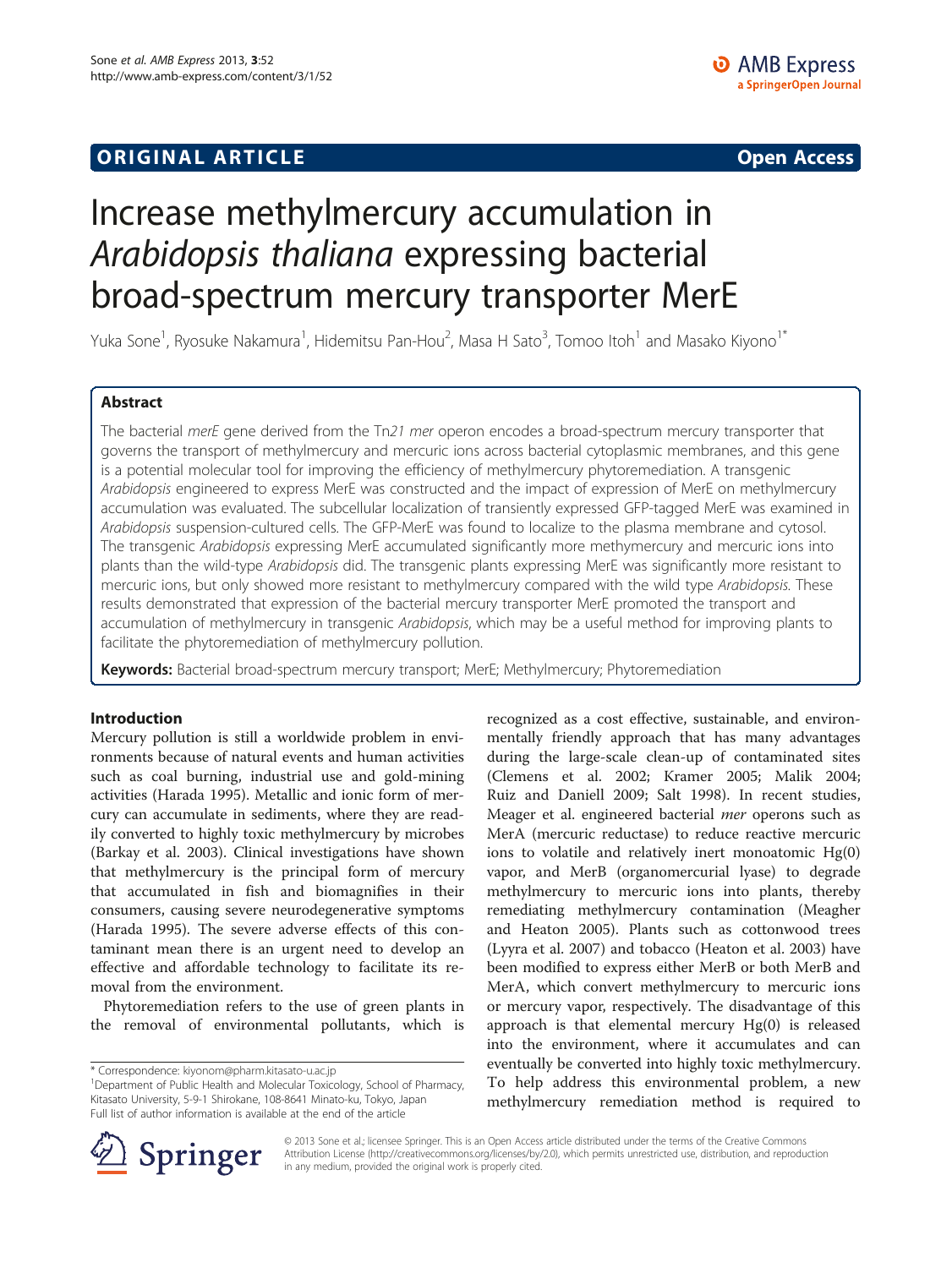**ORIGINAL ARTICLE** **Open Access**

# Increase methylmercury accumulation in *Arabidopsis thaliana* expressing bacterial broad-spectrum mercury transporter MerE

Yuka Sone[1], Ryosuke Nakamura[1], Hidemitsu Pan-Hou[2], Masa H Sato[3], Tomoo Itoh[1] and Masako Kiyono[1*]

## Abstract

The bacterial *merE* gene derived from the Tn*21 mer* operon encodes a broad-spectrum mercury transporter that governs the transport of methylmercury and mercuric ions across bacterial cytoplasmic membranes, and this gene is a potential molecular tool for improving the efficiency of methylmercury phytoremediation. A transgenic *Arabidopsis* engineered to express MerE was constructed and the impact of expression of MerE on methylmercury accumulation was evaluated. The subcellular localization of transiently expressed GFP-tagged MerE was examined in *Arabidopsis* suspension-cultured cells. The GFP-MerE was found to localize to the plasma membrane and cytosol. The transgenic *Arabidopsis* expressing MerE accumulated significantly more methymercury and mercuric ions into plants than the wild-type *Arabidopsis* did. The transgenic plants expressing MerE was significantly more resistant to mercuric ions, but only showed more resistant to methylmercury compared with the wild type *Arabidopsis*. These results demonstrated that expression of the bacterial mercury transporter MerE promoted the transport and accumulation of methylmercury in transgenic *Arabidopsis*, which may be a useful method for improving plants to facilitate the phytoremediation of methylmercury pollution.

**Keywords:** Bacterial broad-spectrum mercury transport; MerE; Methylmercury; Phytoremediation

## Introduction

Mercury pollution is still a worldwide problem in environments because of natural events and human activities such as coal burning, industrial use and gold-mining activities (Harada 1995). Metallic and ionic form of mercury can accumulate in sediments, where they are readily converted to highly toxic methylmercury by microbes (Barkay et al. 2003). Clinical investigations have shown that methylmercury is the principal form of mercury that accumulated in fish and biomagnifies in their consumers, causing severe neurodegenerative symptoms (Harada 1995). The severe adverse effects of this contaminant mean there is an urgent need to develop an effective and affordable technology to facilitate its removal from the environment.

Phytoremediation refers to the use of green plants in the removal of environmental pollutants, which is recognized as a cost effective, sustainable, and environmentally friendly approach that has many advantages during the large-scale clean-up of contaminated sites (Clemens et al. 2002; Kramer 2005; Malik 2004; Ruiz and Daniell 2009; Salt 1998). In recent studies, Meager et al. engineered bacterial *mer* operons such as MerA (mercuric reductase) to reduce reactive mercuric ions to volatile and relatively inert monoatomic Hg(0) vapor, and MerB (organomercurial lyase) to degrade methylmercury to mercuric ions into plants, thereby remediating methylmercury contamination (Meagher and Heaton 2005). Plants such as cottonwood trees (Lyyra et al. 2007) and tobacco (Heaton et al. 2003) have been modified to express either MerB or both MerB and MerA, which convert methylmercury to mercuric ions or mercury vapor, respectively. The disadvantage of this approach is that elemental mercury Hg(0) is released into the environment, where it accumulates and can eventually be converted into highly toxic methylmercury. To help address this environmental problem, a new methylmercury remediation method is required to

\* Correspondence: kiyonom@pharm.kitasato-u.ac.jp
[1]Department of Public Health and Molecular Toxicology, School of Pharmacy, Kitasato University, 5-9-1 Shirokane, 108-8641 Minato-ku, Tokyo, Japan
Full list of author information is available at the end of the article

© 2013 Sone et al.; licensee Springer. This is an Open Access article distributed under the terms of the Creative Commons Attribution License (http://creativecommons.org/licenses/by/2.0), which permits unrestricted use, distribution, and reproduction in any medium, provided the original work is properly cited.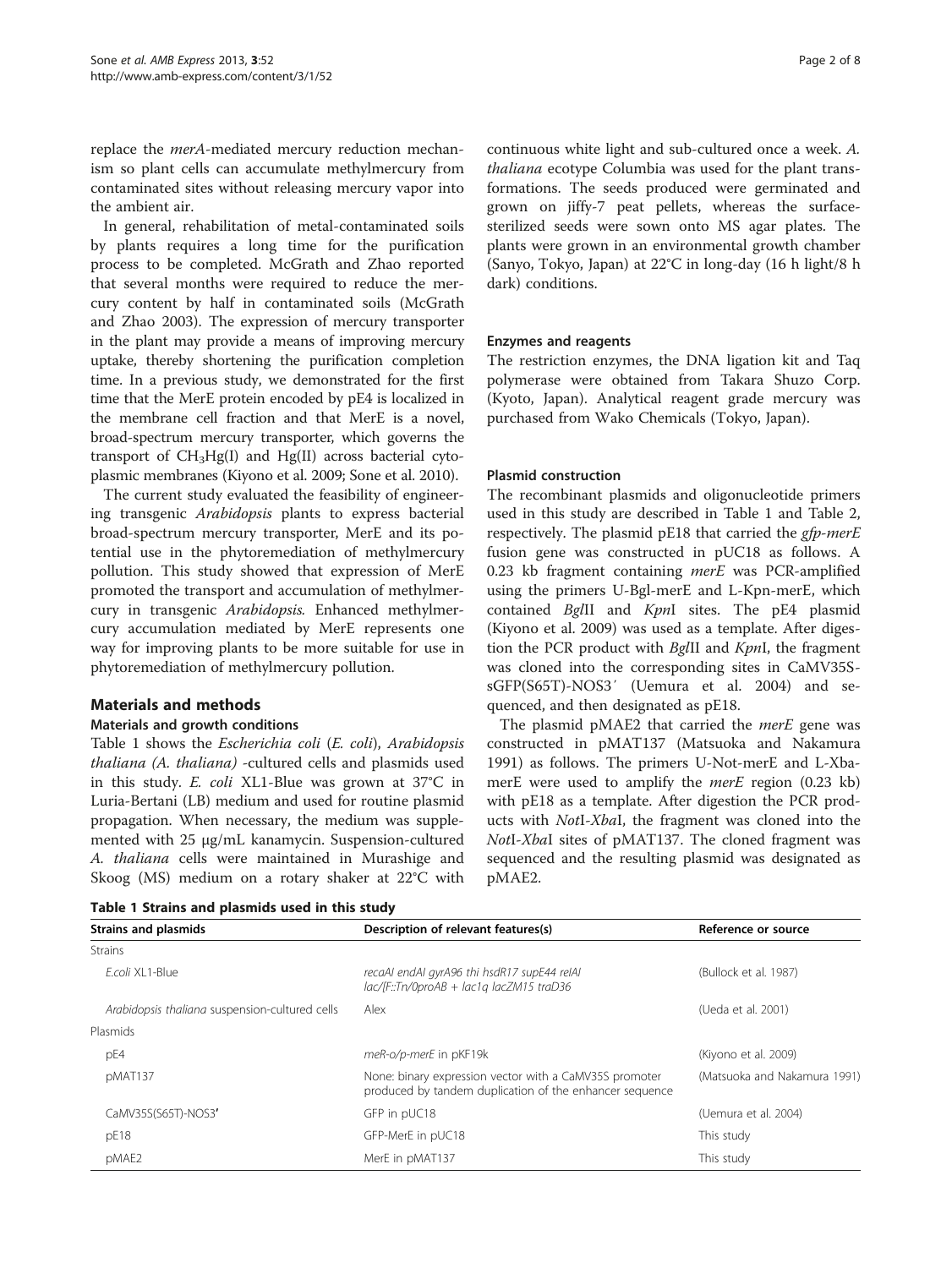replace the *merA*-mediated mercury reduction mechanism so plant cells can accumulate methylmercury from contaminated sites without releasing mercury vapor into the ambient air.

In general, rehabilitation of metal-contaminated soils by plants requires a long time for the purification process to be completed. McGrath and Zhao reported that several months were required to reduce the mercury content by half in contaminated soils (McGrath and Zhao 2003). The expression of mercury transporter in the plant may provide a means of improving mercury uptake, thereby shortening the purification completion time. In a previous study, we demonstrated for the first time that the MerE protein encoded by pE4 is localized in the membrane cell fraction and that MerE is a novel, broad-spectrum mercury transporter, which governs the transport of $CH_3Hg(I)$ and Hg(II) across bacterial cytoplasmic membranes (Kiyono et al. 2009; Sone et al. 2010).

The current study evaluated the feasibility of engineering transgenic *Arabidopsis* plants to express bacterial broad-spectrum mercury transporter, MerE and its potential use in the phytoremediation of methylmercury pollution. This study showed that expression of MerE promoted the transport and accumulation of methylmercury in transgenic *Arabidopsis.* Enhanced methylmercury accumulation mediated by MerE represents one way for improving plants to be more suitable for use in phytoremediation of methylmercury pollution.

## Materials and methods

### Materials and growth conditions

Table 1 shows the *Escherichia coli* (*E. coli*), *Arabidopsis thaliana (A. thaliana)* -cultured cells and plasmids used in this study. *E. coli* XL1-Blue was grown at 37°C in Luria-Bertani (LB) medium and used for routine plasmid propagation. When necessary, the medium was supplemented with 25 μg/mL kanamycin. Suspension-cultured *A. thaliana* cells were maintained in Murashige and Skoog (MS) medium on a rotary shaker at 22°C with continuous white light and sub-cultured once a week. *A. thaliana* ecotype Columbia was used for the plant transformations. The seeds produced were germinated and grown on jiffy-7 peat pellets, whereas the surface-sterilized seeds were sown onto MS agar plates. The plants were grown in an environmental growth chamber (Sanyo, Tokyo, Japan) at 22°C in long-day (16 h light/8 h dark) conditions.

### Enzymes and reagents

The restriction enzymes, the DNA ligation kit and Taq polymerase were obtained from Takara Shuzo Corp. (Kyoto, Japan). Analytical reagent grade mercury was purchased from Wako Chemicals (Tokyo, Japan).

### Plasmid construction

The recombinant plasmids and oligonucleotide primers used in this study are described in Table 1 and Table 2, respectively. The plasmid pE18 that carried the *gfp-merE* fusion gene was constructed in pUC18 as follows. A 0.23 kb fragment containing *merE* was PCR-amplified using the primers U-Bgl-merE and L-Kpn-merE, which contained *Bgl*II and *Kpn*I sites. The pE4 plasmid (Kiyono et al. 2009) was used as a template. After digestion the PCR product with *Bgl*II and *Kpn*I, the fragment was cloned into the corresponding sites in CaMV35S-sGFP(S65T)-NOS3′ (Uemura et al. 2004) and sequenced, and then designated as pE18.

The plasmid pMAE2 that carried the *merE* gene was constructed in pMAT137 (Matsuoka and Nakamura 1991) as follows. The primers U-Not-merE and L-Xba-merE were used to amplify the *merE* region (0.23 kb) with pE18 as a template. After digestion the PCR products with *Not*I-*Xba*I, the fragment was cloned into the *Not*I-*Xba*I sites of pMAT137. The cloned fragment was sequenced and the resulting plasmid was designated as pMAE2.

**Table 1 Strains and plasmids used in this study**

| Strains and plasmids | Description of relevant features(s) | Reference or source |
|---|---|---|
| Strains | | |
| *E.coli* XL1-Blue | *recaAI endAI gyrA96 thi hsdR17 supE44 relAI lac/[F::Tn/0proAB + lac1q lacZM15 traD36* | (Bullock et al. 1987) |
| *Arabidopsis thaliana* suspension-cultured cells | Alex | (Ueda et al. 2001) |
| Plasmids | | |
| pE4 | *meR-o/p-merE* in pKF19k | (Kiyono et al. 2009) |
| pMAT137 | None: binary expression vector with a CaMV35S promoter produced by tandem duplication of the enhancer sequence | (Matsuoka and Nakamura 1991) |
| CaMV35S(S65T)-NOS3′ | GFP in pUC18 | (Uemura et al. 2004) |
| pE18 | GFP-MerE in pUC18 | This study |
| pMAE2 | MerE in pMAT137 | This study |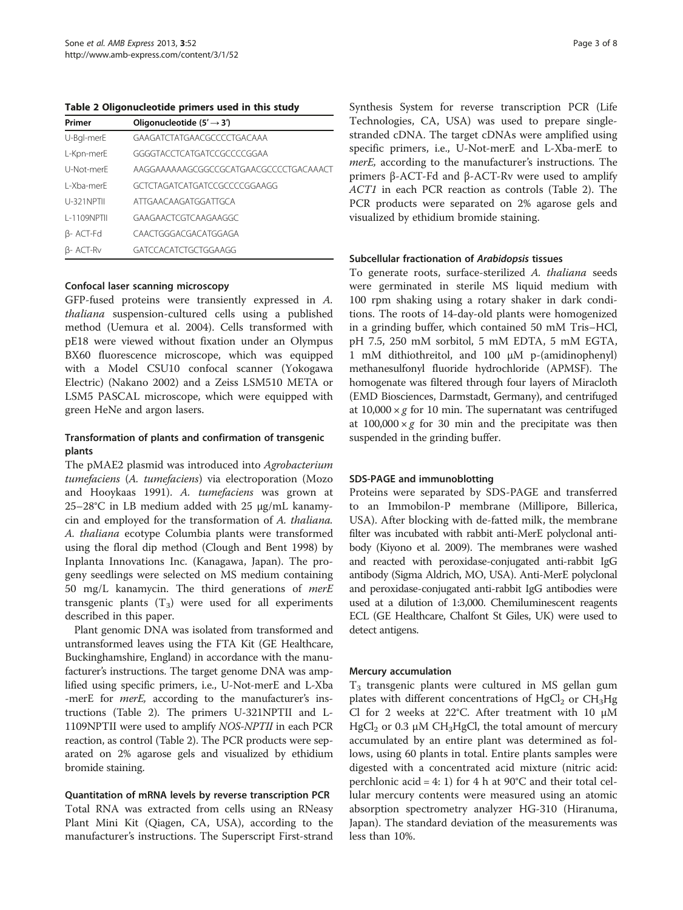**Table 2 Oligonucleotide primers used in this study**

| Primer | Oligonucleotide (5′ → 3′) |
| --- | --- |
| U-Bgl-merE | GAAGATCTATGAACGCCCCTGACAAA |
| L-Kpn-merE | GGGGTACCTCATGATCCGCCCCGGAA |
| U-Not-merE | AAGGAAAAAAGCGGCCGCATGAACGCCCCTGACAAACT |
| L-Xba-merE | GCTCTAGATCATGATCCGCCCCGGAAGG |
| U-321NPTII | ATTGAACAAGATGGATTGCA |
| L-1109NPTII | GAAGAACTCGTCAAGAAGGC |
| β- ACT-Fd | CAACTGGGACGACATGGAGA |
| β- ACT-Rv | GATCCACATCTGCTGGAAGG |

### Confocal laser scanning microscopy

GFP-fused proteins were transiently expressed in *A. thaliana* suspension-cultured cells using a published method (Uemura et al. 2004). Cells transformed with pE18 were viewed without fixation under an Olympus BX60 fluorescence microscope, which was equipped with a Model CSU10 confocal scanner (Yokogawa Electric) (Nakano 2002) and a Zeiss LSM510 META or LSM5 PASCAL microscope, which were equipped with green HeNe and argon lasers.

### Transformation of plants and confirmation of transgenic plants

The pMAE2 plasmid was introduced into *Agrobacterium tumefaciens* (*A. tumefaciens*) via electroporation (Mozo and Hooykaas 1991). *A. tumefaciens* was grown at 25–28°C in LB medium added with 25 μg/mL kanamycin and employed for the transformation of *A. thaliana*. *A. thaliana* ecotype Columbia plants were transformed using the floral dip method (Clough and Bent 1998) by Inplanta Innovations Inc. (Kanagawa, Japan). The progeny seedlings were selected on MS medium containing 50 mg/L kanamycin. The third generations of *merE* transgenic plants ($T_3$) were used for all experiments described in this paper.

Plant genomic DNA was isolated from transformed and untransformed leaves using the FTA Kit (GE Healthcare, Buckinghamshire, England) in accordance with the manufacturer's instructions. The target genome DNA was amplified using specific primers, i.e., U-Not-merE and L-Xba -merE for *merE*, according to the manufacturer's instructions (Table 2). The primers U-321NPTII and L-1109NPTII were used to amplify *NOS-NPTII* in each PCR reaction, as control (Table 2). The PCR products were separated on 2% agarose gels and visualized by ethidium bromide staining.

### Quantitation of mRNA levels by reverse transcription PCR

Total RNA was extracted from cells using an RNeasy Plant Mini Kit (Qiagen, CA, USA), according to the manufacturer's instructions. The Superscript First-strand Synthesis System for reverse transcription PCR (Life Technologies, CA, USA) was used to prepare single-stranded cDNA. The target cDNAs were amplified using specific primers, i.e., U-Not-merE and L-Xba-merE to *merE*, according to the manufacturer's instructions. The primers β-ACT-Fd and β-ACT-Rv were used to amplify *ACT1* in each PCR reaction as controls (Table 2). The PCR products were separated on 2% agarose gels and visualized by ethidium bromide staining.

### Subcellular fractionation of *Arabidopsis* tissues

To generate roots, surface-sterilized *A. thaliana* seeds were germinated in sterile MS liquid medium with 100 rpm shaking using a rotary shaker in dark conditions. The roots of 14-day-old plants were homogenized in a grinding buffer, which contained 50 mM Tris–HCl, pH 7.5, 250 mM sorbitol, 5 mM EDTA, 5 mM EGTA, 1 mM dithiothreitol, and 100 μM p-(amidinophenyl) methanesulfonyl fluoride hydrochloride (APMSF). The homogenate was filtered through four layers of Miracloth (EMD Biosciences, Darmstadt, Germany), and centrifuged at $10,000 \times g$ for 10 min. The supernatant was centrifuged at $100,000 \times g$ for 30 min and the precipitate was then suspended in the grinding buffer.

### SDS-PAGE and immunoblotting

Proteins were separated by SDS-PAGE and transferred to an Immobilon-P membrane (Millipore, Billerica, USA). After blocking with de-fatted milk, the membrane filter was incubated with rabbit anti-MerE polyclonal antibody (Kiyono et al. 2009). The membranes were washed and reacted with peroxidase-conjugated anti-rabbit IgG antibody (Sigma Aldrich, MO, USA). Anti-MerE polyclonal and peroxidase-conjugated anti-rabbit IgG antibodies were used at a dilution of 1:3,000. Chemiluminescent reagents ECL (GE Healthcare, Chalfont St Giles, UK) were used to detect antigens.

### Mercury accumulation

$T_3$ transgenic plants were cultured in MS gellan gum plates with different concentrations of $HgCl_2$ or $CH_3Hg$ Cl for 2 weeks at 22°C. After treatment with 10 μM $HgCl_2$ or 0.3 μM $CH_3HgCl$, the total amount of mercury accumulated by an entire plant was determined as follows, using 60 plants in total. Entire plants samples were digested with a concentrated acid mixture (nitric acid: perchlonic acid = 4: 1) for 4 h at 90°C and their total cellular mercury contents were measured using an atomic absorption spectrometry analyzer HG-310 (Hiranuma, Japan). The standard deviation of the measurements was less than 10%.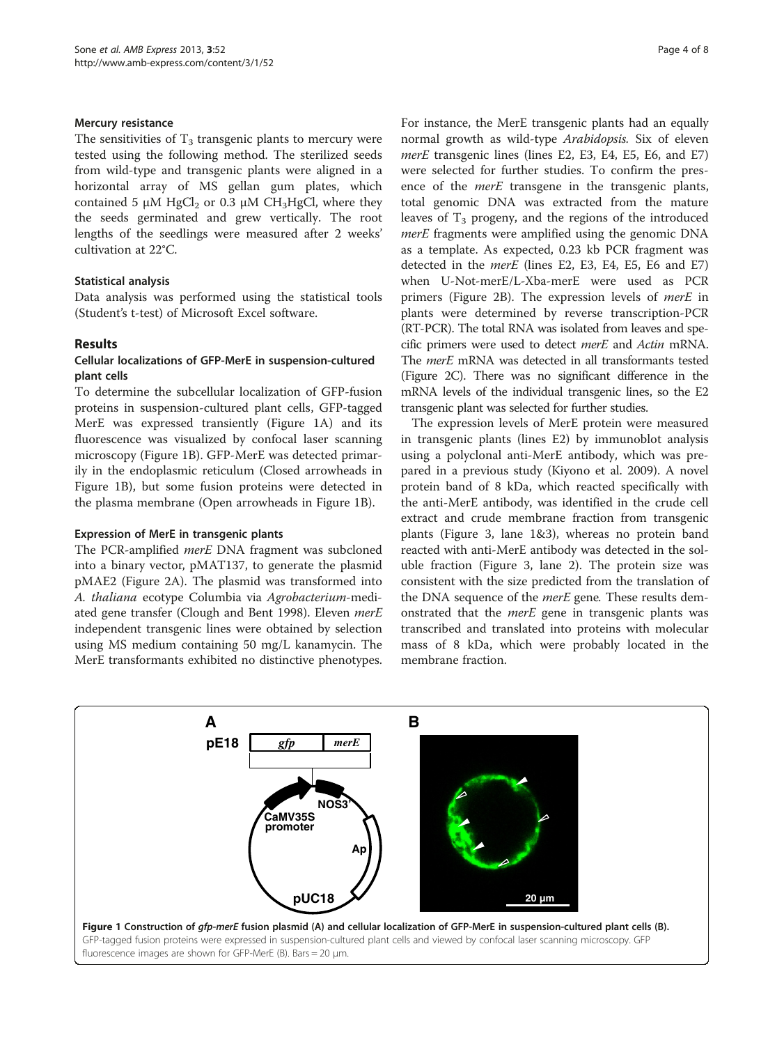### Mercury resistance

The sensitivities of $T_3$ transgenic plants to mercury were tested using the following method. The sterilized seeds from wild-type and transgenic plants were aligned in a horizontal array of MS gellan gum plates, which contained 5 μM $HgCl_2$ or 0.3 μM $CH_3HgCl$, where they the seeds germinated and grew vertically. The root lengths of the seedlings were measured after 2 weeks' cultivation at 22°C.

### Statistical analysis

Data analysis was performed using the statistical tools (Student's t-test) of Microsoft Excel software.

## Results

### Cellular localizations of GFP-MerE in suspension-cultured plant cells

To determine the subcellular localization of GFP-fusion proteins in suspension-cultured plant cells, GFP-tagged MerE was expressed transiently (Figure 1A) and its fluorescence was visualized by confocal laser scanning microscopy (Figure 1B). GFP-MerE was detected primarily in the endoplasmic reticulum (Closed arrowheads in Figure 1B), but some fusion proteins were detected in the plasma membrane (Open arrowheads in Figure 1B).

### Expression of MerE in transgenic plants

The PCR-amplified *merE* DNA fragment was subcloned into a binary vector, pMAT137, to generate the plasmid pMAE2 (Figure 2A). The plasmid was transformed into *A. thaliana* ecotype Columbia via *Agrobacterium*-mediated gene transfer (Clough and Bent 1998). Eleven *merE* independent transgenic lines were obtained by selection using MS medium containing 50 mg/L kanamycin. The MerE transformants exhibited no distinctive phenotypes. For instance, the MerE transgenic plants had an equally normal growth as wild-type *Arabidopsis.* Six of eleven *merE* transgenic lines (lines E2, E3, E4, E5, E6, and E7) were selected for further studies. To confirm the presence of the *merE* transgene in the transgenic plants, total genomic DNA was extracted from the mature leaves of $T_3$ progeny, and the regions of the introduced *merE* fragments were amplified using the genomic DNA as a template. As expected, 0.23 kb PCR fragment was detected in the *merE* (lines E2, E3, E4, E5, E6 and E7) when U-Not-merE/L-Xba-merE were used as PCR primers (Figure 2B). The expression levels of *merE* in plants were determined by reverse transcription-PCR (RT-PCR). The total RNA was isolated from leaves and specific primers were used to detect *merE* and *Actin* mRNA. The *merE* mRNA was detected in all transformants tested (Figure 2C). There was no significant difference in the mRNA levels of the individual transgenic lines, so the E2 transgenic plant was selected for further studies.

The expression levels of MerE protein were measured in transgenic plants (lines E2) by immunoblot analysis using a polyclonal anti-MerE antibody, which was prepared in a previous study (Kiyono et al. 2009). A novel protein band of 8 kDa, which reacted specifically with the anti-MerE antibody, was identified in the crude cell extract and crude membrane fraction from transgenic plants (Figure 3, lane 1&3), whereas no protein band reacted with anti-MerE antibody was detected in the soluble fraction (Figure 3, lane 2). The protein size was consistent with the size predicted from the translation of the DNA sequence of the *merE* gene. These results demonstrated that the *merE* gene in transgenic plants was transcribed and translated into proteins with molecular mass of 8 kDa, which were probably located in the membrane fraction.

**Figure 1 Construction of *gfp-merE* fusion plasmid (A) and cellular localization of GFP-MerE in suspension-cultured plant cells (B).** GFP-tagged fusion proteins were expressed in suspension-cultured plant cells and viewed by confocal laser scanning microscopy. GFP fluorescence images are shown for GFP-MerE (B). Bars = 20 μm.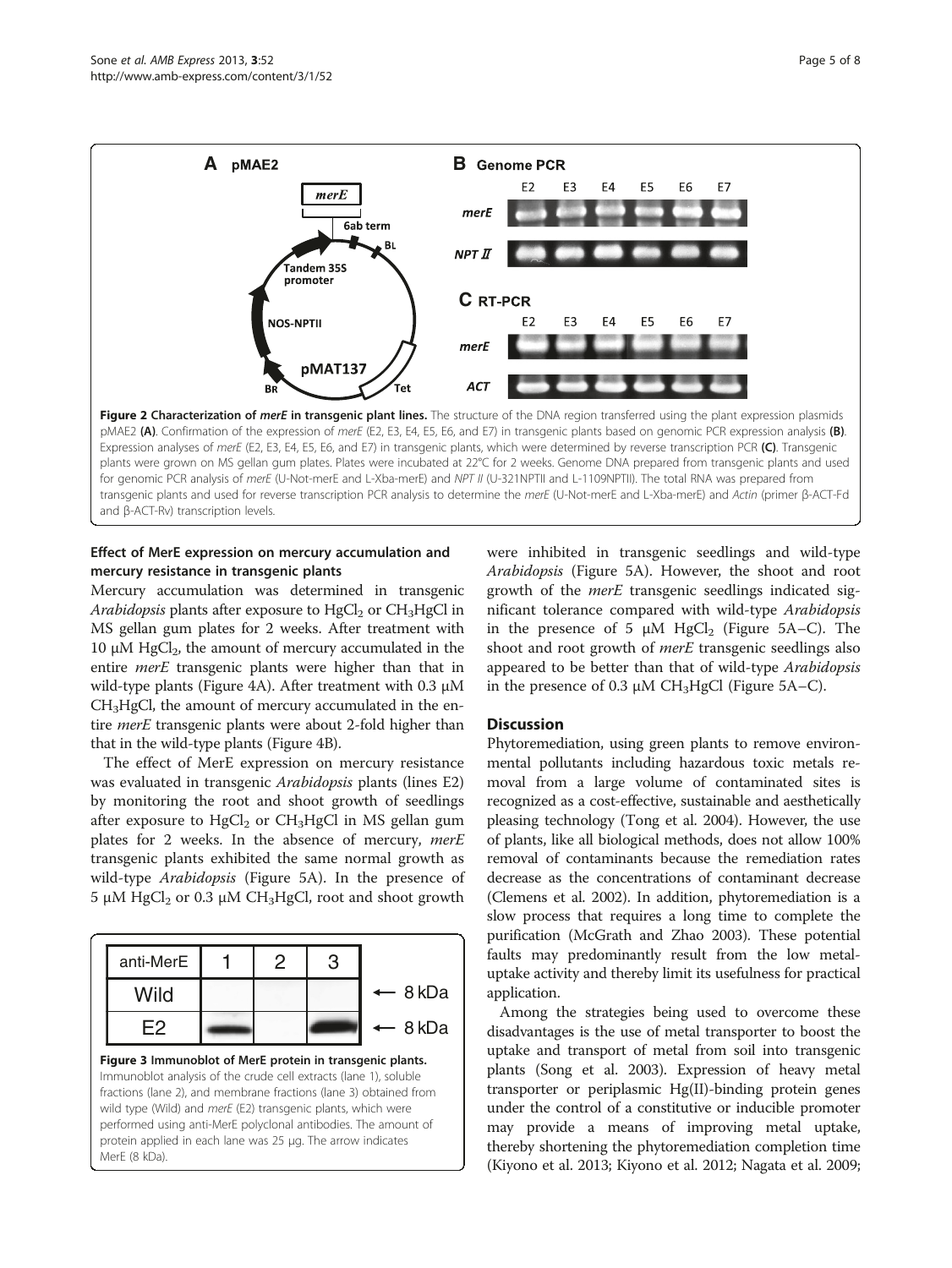**Figure 2 Characterization of *merE* in transgenic plant lines.** The structure of the DNA region transferred using the plant expression plasmids pMAE2 **(A)**. Confirmation of the expression of *merE* (E2, E3, E4, E5, E6, and E7) in transgenic plants based on genomic PCR expression analysis **(B)**. Expression analyses of *merE* (E2, E3, E4, E5, E6, and E7) in transgenic plants, which were determined by reverse transcription PCR **(C)**. Transgenic plants were grown on MS gellan gum plates. Plates were incubated at 22°C for 2 weeks. Genome DNA prepared from transgenic plants and used for genomic PCR analysis of *merE* (U-Not-merE and L-Xba-merE) and *NPT II* (U-321NPTII and L-1109NPTII). The total RNA was prepared from transgenic plants and used for reverse transcription PCR analysis to determine the *merE* (U-Not-merE and L-Xba-merE) and *Actin* (primer β-ACT-Fd and β-ACT-Rv) transcription levels.

### Effect of MerE expression on mercury accumulation and mercury resistance in transgenic plants

Mercury accumulation was determined in transgenic *Arabidopsis* plants after exposure to $HgCl_2$ or $CH_3HgCl$ in MS gellan gum plates for 2 weeks. After treatment with 10 μM $HgCl_2$, the amount of mercury accumulated in the entire *merE* transgenic plants were higher than that in wild-type plants (Figure 4A). After treatment with 0.3 μM $CH_3HgCl$, the amount of mercury accumulated in the entire *merE* transgenic plants were about 2-fold higher than that in the wild-type plants (Figure 4B).

The effect of MerE expression on mercury resistance was evaluated in transgenic *Arabidopsis* plants (lines E2) by monitoring the root and shoot growth of seedlings after exposure to $HgCl_2$ or $CH_3HgCl$ in MS gellan gum plates for 2 weeks. In the absence of mercury, *merE* transgenic plants exhibited the same normal growth as wild-type *Arabidopsis* (Figure 5A). In the presence of 5 μM $HgCl_2$ or 0.3 μM $CH_3HgCl$, root and shoot growth were inhibited in transgenic seedlings and wild-type *Arabidopsis* (Figure 5A). However, the shoot and root growth of the *merE* transgenic seedlings indicated significant tolerance compared with wild-type *Arabidopsis* in the presence of 5 μM $HgCl_2$ (Figure 5A–C). The shoot and root growth of *merE* transgenic seedlings also appeared to be better than that of wild-type *Arabidopsis* in the presence of 0.3 μM $CH_3HgCl$ (Figure 5A–C).

**Figure 3 Immunoblot of MerE protein in transgenic plants.** Immunoblot analysis of the crude cell extracts (lane 1), soluble fractions (lane 2), and membrane fractions (lane 3) obtained from wild type (Wild) and *merE* (E2) transgenic plants, which were performed using anti-MerE polyclonal antibodies. The amount of protein applied in each lane was 25 μg. The arrow indicates MerE (8 kDa).

## Discussion

Phytoremediation, using green plants to remove environmental pollutants including hazardous toxic metals removal from a large volume of contaminated sites is recognized as a cost-effective, sustainable and aesthetically pleasing technology (Tong et al. 2004). However, the use of plants, like all biological methods, does not allow 100% removal of contaminants because the remediation rates decrease as the concentrations of contaminant decrease (Clemens et al. 2002). In addition, phytoremediation is a slow process that requires a long time to complete the purification (McGrath and Zhao 2003). These potential faults may predominantly result from the low metal-uptake activity and thereby limit its usefulness for practical application.

Among the strategies being used to overcome these disadvantages is the use of metal transporter to boost the uptake and transport of metal from soil into transgenic plants (Song et al. 2003). Expression of heavy metal transporter or periplasmic Hg(II)-binding protein genes under the control of a constitutive or inducible promoter may provide a means of improving metal uptake, thereby shortening the phytoremediation completion time (Kiyono et al. 2013; Kiyono et al. 2012; Nagata et al. 2009;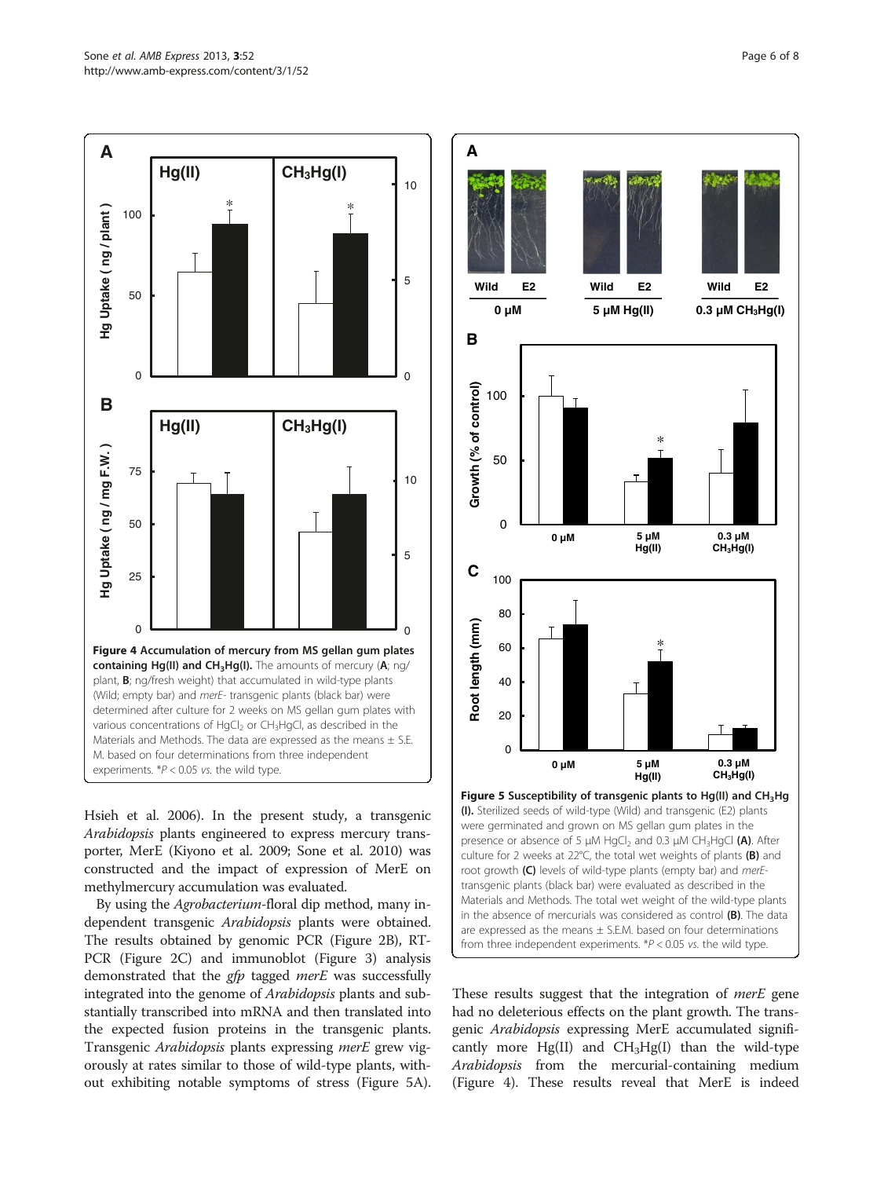**Figure 4 Accumulation of mercury from MS gellan gum plates containing Hg(II) and $CH_3Hg(I)$.** The amounts of mercury (**A**; ng/plant, **B**; ng/fresh weight) that accumulated in wild-type plants (Wild; empty bar) and *merE*- transgenic plants (black bar) were determined after culture for 2 weeks on MS gellan gum plates with various concentrations of $HgCl_2$ or $CH_3HgCl$, as described in the Materials and Methods. The data are expressed as the means ± S.E.M. based on four determinations from three independent experiments. *$P < 0.05$ *vs.* the wild type.

**Figure 5 Susceptibility of transgenic plants to Hg(II) and $CH_3Hg(I)$.** Sterilized seeds of wild-type (Wild) and transgenic (E2) plants were germinated and grown on MS gellan gum plates in the presence or absence of 5 μM $HgCl_2$ and 0.3 μM $CH_3HgCl$ **(A)**. After culture for 2 weeks at 22°C, the total wet weights of plants **(B)** and root growth **(C)** levels of wild-type plants (empty bar) and *merE*-transgenic plants (black bar) were evaluated as described in the Materials and Methods. The total wet weight of the wild-type plants in the absence of mercurials was considered as control **(B)**. The data are expressed as the means ± S.E.M. based on four determinations from three independent experiments. *$P < 0.05$ *vs.* the wild type.

Hsieh et al. 2006). In the present study, a transgenic *Arabidopsis* plants engineered to express mercury transporter, MerE (Kiyono et al. 2009; Sone et al. 2010) was constructed and the impact of expression of MerE on methylmercury accumulation was evaluated.

By using the *Agrobacterium*-floral dip method, many independent transgenic *Arabidopsis* plants were obtained. The results obtained by genomic PCR (Figure 2B), RT-PCR (Figure 2C) and immunoblot (Figure 3) analysis demonstrated that the *gfp* tagged *merE* was successfully integrated into the genome of *Arabidopsis* plants and substantially transcribed into mRNA and then translated into the expected fusion proteins in the transgenic plants. Transgenic *Arabidopsis* plants expressing *merE* grew vigorously at rates similar to those of wild-type plants, without exhibiting notable symptoms of stress (Figure 5A). These results suggest that the integration of *merE* gene had no deleterious effects on the plant growth. The transgenic *Arabidopsis* expressing MerE accumulated significantly more Hg(II) and $CH_3Hg(I)$ than the wild-type *Arabidopsis* from the mercurial-containing medium (Figure 4). These results reveal that MerE is indeed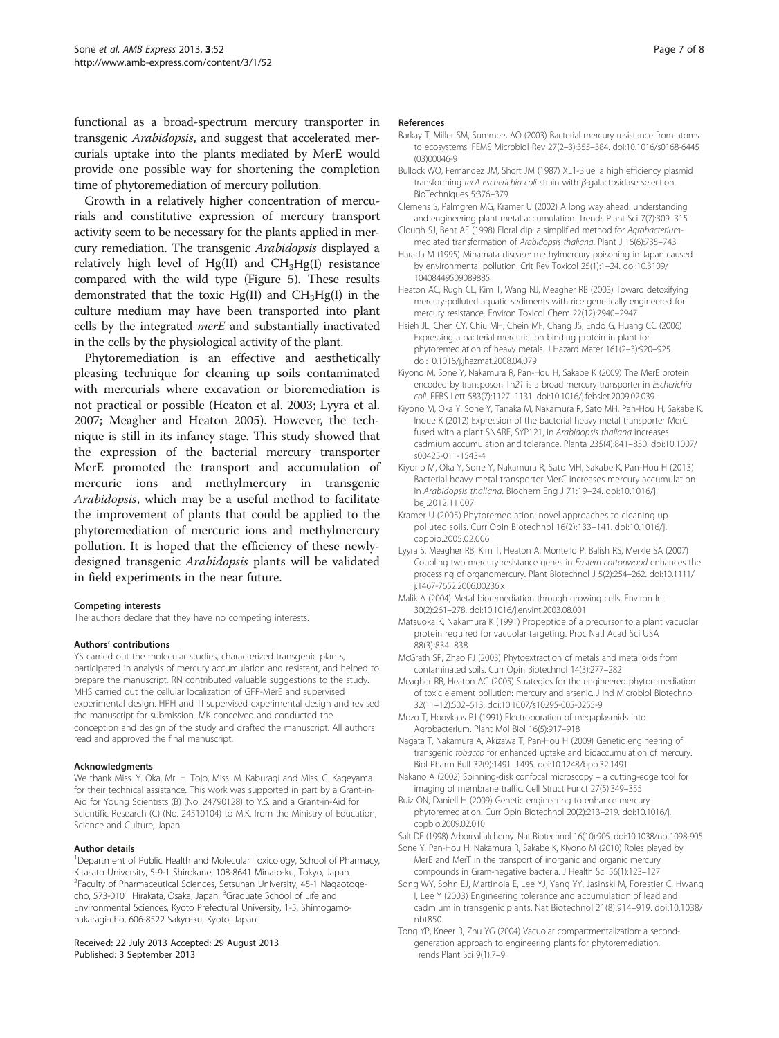functional as a broad-spectrum mercury transporter in transgenic *Arabidopsis*, and suggest that accelerated mercurials uptake into the plants mediated by MerE would provide one possible way for shortening the completion time of phytoremediation of mercury pollution.

Growth in a relatively higher concentration of mercurials and constitutive expression of mercury transport activity seem to be necessary for the plants applied in mercury remediation. The transgenic *Arabidopsis* displayed a relatively high level of Hg(II) and $CH_3Hg(I)$ resistance compared with the wild type (Figure 5). These results demonstrated that the toxic Hg(II) and $CH_3Hg(I)$ in the culture medium may have been transported into plant cells by the integrated *merE* and substantially inactivated in the cells by the physiological activity of the plant.

Phytoremediation is an effective and aesthetically pleasing technique for cleaning up soils contaminated with mercurials where excavation or bioremediation is not practical or possible (Heaton et al. 2003; Lyyra et al. 2007; Meagher and Heaton 2005). However, the technique is still in its infancy stage. This study showed that the expression of the bacterial mercury transporter MerE promoted the transport and accumulation of mercuric ions and methylmercury in transgenic *Arabidopsis*, which may be a useful method to facilitate the improvement of plants that could be applied to the phytoremediation of mercuric ions and methylmercury pollution. It is hoped that the efficiency of these newly-designed transgenic *Arabidopsis* plants will be validated in field experiments in the near future.

#### Competing interests
The authors declare that they have no competing interests.

#### Authors' contributions
YS carried out the molecular studies, characterized transgenic plants, participated in analysis of mercury accumulation and resistant, and helped to prepare the manuscript. RN contributed valuable suggestions to the study. MHS carried out the cellular localization of GFP-MerE and supervised experimental design. HPH and TI supervised experimental design and revised the manuscript for submission. MK conceived and conducted the conception and design of the study and drafted the manuscript. All authors read and approved the final manuscript.

#### Acknowledgments
We thank Miss. Y. Oka, Mr. H. Tojo, Miss. M. Kaburagi and Miss. C. Kageyama for their technical assistance. This work was supported in part by a Grant-in-Aid for Young Scientists (B) (No. 24790128) to Y.S. and a Grant-in-Aid for Scientific Research (C) (No. 24510104) to M.K. from the Ministry of Education, Science and Culture, Japan.

#### Author details
[1]Department of Public Health and Molecular Toxicology, School of Pharmacy, Kitasato University, 5-9-1 Shirokane, 108-8641 Minato-ku, Tokyo, Japan. [2]Faculty of Pharmaceutical Sciences, Setsunan University, 45-1 Nagaotoge-cho, 573-0101 Hirakata, Osaka, Japan. [3]Graduate School of Life and Environmental Sciences, Kyoto Prefectural University, 1-5, Shimogamo-nakaragi-cho, 606-8522 Sakyo-ku, Kyoto, Japan.

Received: 22 July 2013 Accepted: 29 August 2013
Published: 3 September 2013

#### References
- Barkay T, Miller SM, Summers AO (2003) Bacterial mercury resistance from atoms to ecosystems. FEMS Microbiol Rev 27(2–3):355–384. doi:10.1016/s0168-6445 (03)00046-9
- Bullock WO, Fernandez JM, Short JM (1987) XL1-Blue: a high efficiency plasmid transforming *recA Escherichia coli* strain with β-galactosidase selection. BioTechniques 5:376–379
- Clemens S, Palmgren MG, Kramer U (2002) A long way ahead: understanding and engineering plant metal accumulation. Trends Plant Sci 7(7):309–315
- Clough SJ, Bent AF (1998) Floral dip: a simplified method for *Agrobacterium*-mediated transformation of *Arabidopsis thaliana*. Plant J 16(6):735–743
- Harada M (1995) Minamata disease: methylmercury poisoning in Japan caused by environmental pollution. Crit Rev Toxicol 25(1):1–24. doi:10.3109/10408449509089885
- Heaton AC, Rugh CL, Kim T, Wang NJ, Meagher RB (2003) Toward detoxifying mercury-polluted aquatic sediments with rice genetically engineered for mercury resistance. Environ Toxicol Chem 22(12):2940–2947
- Hsieh JL, Chen CY, Chiu MH, Chein MF, Chang JS, Endo G, Huang CC (2006) Expressing a bacterial mercuric ion binding protein in plant for phytoremediation of heavy metals. J Hazard Mater 161(2–3):920–925. doi:10.1016/j.jhazmat.2008.04.079
- Kiyono M, Sone Y, Nakamura R, Pan-Hou H, Sakabe K (2009) The MerE protein encoded by transposon Tn*21* is a broad mercury transporter in *Escherichia coli*. FEBS Lett 583(7):1127–1131. doi:10.1016/j.febslet.2009.02.039
- Kiyono M, Oka Y, Sone Y, Tanaka M, Nakamura R, Sato MH, Pan-Hou H, Sakabe K, Inoue K (2012) Expression of the bacterial heavy metal transporter MerC fused with a plant SNARE, SYP121, in *Arabidopsis thaliana* increases cadmium accumulation and tolerance. Planta 235(4):841–850. doi:10.1007/s00425-011-1543-4
- Kiyono M, Oka Y, Sone Y, Nakamura R, Sato MH, Sakabe K, Pan-Hou H (2013) Bacterial heavy metal transporter MerC increases mercury accumulation in *Arabidopsis thaliana*. Biochem Eng J 71:19–24. doi:10.1016/j.bej.2012.11.007
- Kramer U (2005) Phytoremediation: novel approaches to cleaning up polluted soils. Curr Opin Biotechnol 16(2):133–141. doi:10.1016/j.copbio.2005.02.006
- Lyyra S, Meagher RB, Kim T, Heaton A, Montello P, Balish RS, Merkle SA (2007) Coupling two mercury resistance genes in *Eastern cottonwood* enhances the processing of organomercury. Plant Biotechnol J 5(2):254–262. doi:10.1111/j.1467-7652.2006.00236.x
- Malik A (2004) Metal bioremediation through growing cells. Environ Int 30(2):261–278. doi:10.1016/j.envint.2003.08.001
- Matsuoka K, Nakamura K (1991) Propeptide of a precursor to a plant vacuolar protein required for vacuolar targeting. Proc Natl Acad Sci USA 88(3):834–838
- McGrath SP, Zhao FJ (2003) Phytoextraction of metals and metalloids from contaminated soils. Curr Opin Biotechnol 14(3):277–282
- Meagher RB, Heaton AC (2005) Strategies for the engineered phytoremediation of toxic element pollution: mercury and arsenic. J Ind Microbiol Biotechnol 32(11–12):502–513. doi:10.1007/s10295-005-0255-9
- Mozo T, Hooykaas PJ (1991) Electroporation of megaplasmids into Agrobacterium. Plant Mol Biol 16(5):917–918
- Nagata T, Nakamura A, Akizawa T, Pan-Hou H (2009) Genetic engineering of transgenic *tobacco* for enhanced uptake and bioaccumulation of mercury. Biol Pharm Bull 32(9):1491–1495. doi:10.1248/bpb.32.1491
- Nakano A (2002) Spinning-disk confocal microscopy – a cutting-edge tool for imaging of membrane traffic. Cell Struct Funct 27(5):349–355
- Ruiz ON, Daniell H (2009) Genetic engineering to enhance mercury phytoremediation. Curr Opin Biotechnol 20(2):213–219. doi:10.1016/j.copbio.2009.02.010
- Salt DE (1998) Arboreal alchemy. Nat Biotechnol 16(10):905. doi:10.1038/nbt1098-905
- Sone Y, Pan-Hou H, Nakamura R, Sakabe K, Kiyono M (2010) Roles played by MerE and MerT in the transport of inorganic and organic mercury compounds in Gram-negative bacteria. J Health Sci 56(1):123–127
- Song WY, Sohn EJ, Martinoia E, Lee YJ, Yang YY, Jasinski M, Forestier C, Hwang I, Lee Y (2003) Engineering tolerance and accumulation of lead and cadmium in transgenic plants. Nat Biotechnol 21(8):914–919. doi:10.1038/nbt850
- Tong YP, Kneer R, Zhu YG (2004) Vacuolar compartmentalization: a second-generation approach to engineering plants for phytoremediation. Trends Plant Sci 9(1):7–9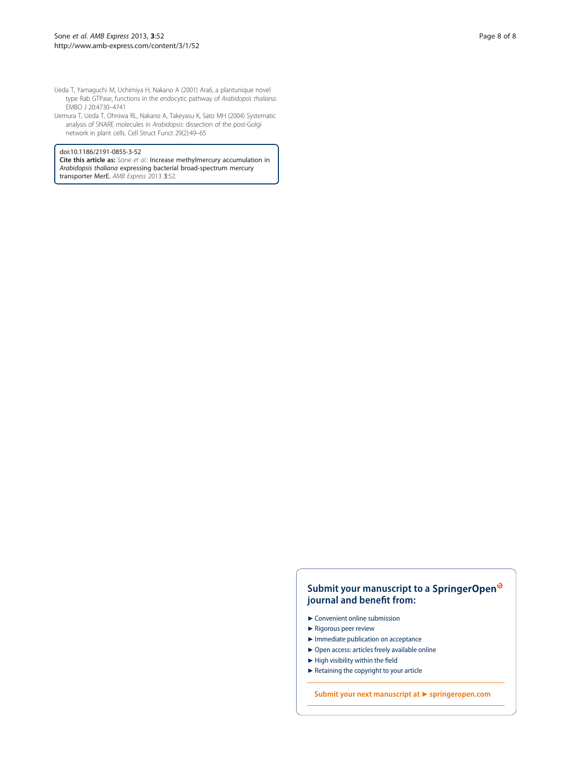Ueda T, Yamaguchi M, Uchimiya H, Nakano A (2001) Ara6, a plantunique novel type Rab GTPase, functions in the endocytic pathway of *Arabidopsis thaliana*. EMBO J 20:4730–4741

Uemura T, Ueda T, Ohniwa RL, Nakano A, Takeyasu K, Sato MH (2004) Systematic analysis of SNARE molecules in *Arabidopsis*: dissection of the post-Golgi network in plant cells. Cell Struct Funct 29(2):49–65

doi:10.1186/2191-0855-3-52

**Cite this article as:** Sone *et al.*: Increase methylmercury accumulation in *Arabidopsis thaliana* expressing bacterial broad-spectrum mercury transporter MerE. *AMB Express* 2013 **3**:52.

**Submit your manuscript to a SpringerOpen journal and benefit from:**

- ► Convenient online submission
- ► Rigorous peer review
- ► Immediate publication on acceptance
- ► Open access: articles freely available online
- ► High visibility within the field
- ► Retaining the copyright to your article

**Submit your next manuscript at ► springeropen.com**